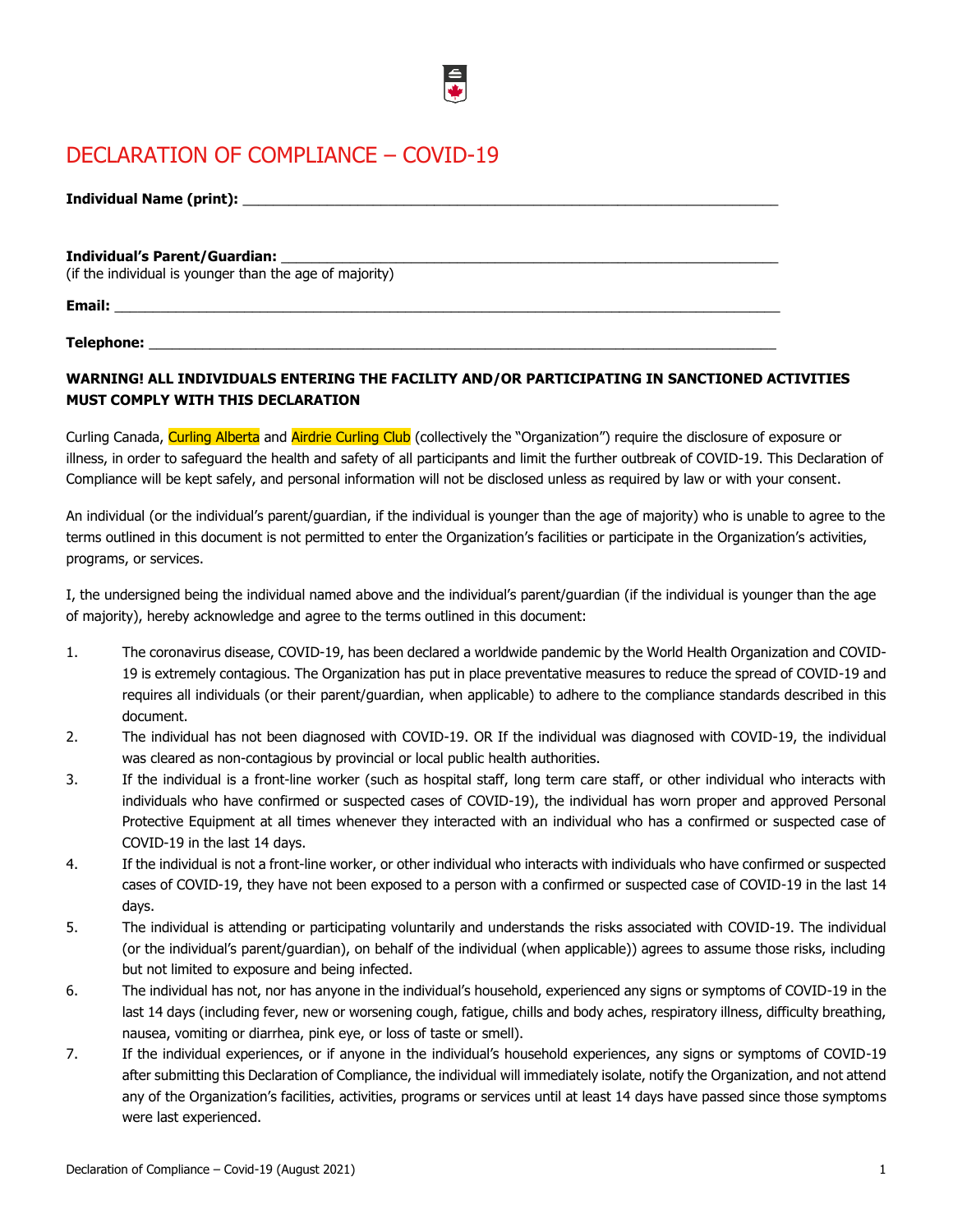# DECLARATION OF COMPLIANCE – COVID-19

**Individual Name (print):** ______________________________________________________________

**Individual's Parent/Guardian:** __________________________________________________________
(if the individual is younger than the age of majority)

**Email:** ______________________________________________________________________________

**Telephone:** __________________________________________________________________________

**WARNING! ALL INDIVIDUALS ENTERING THE FACILITY AND/OR PARTICIPATING IN SANCTIONED ACTIVITIES MUST COMPLY WITH THIS DECLARATION**

Curling Canada, Curling Alberta and Airdrie Curling Club (collectively the "Organization") require the disclosure of exposure or illness, in order to safeguard the health and safety of all participants and limit the further outbreak of COVID-19. This Declaration of Compliance will be kept safely, and personal information will not be disclosed unless as required by law or with your consent.

An individual (or the individual's parent/guardian, if the individual is younger than the age of majority) who is unable to agree to the terms outlined in this document is not permitted to enter the Organization's facilities or participate in the Organization's activities, programs, or services.

I, the undersigned being the individual named above and the individual's parent/guardian (if the individual is younger than the age of majority), hereby acknowledge and agree to the terms outlined in this document:

1. The coronavirus disease, COVID-19, has been declared a worldwide pandemic by the World Health Organization and COVID-19 is extremely contagious. The Organization has put in place preventative measures to reduce the spread of COVID-19 and requires all individuals (or their parent/guardian, when applicable) to adhere to the compliance standards described in this document.
2. The individual has not been diagnosed with COVID-19. OR If the individual was diagnosed with COVID-19, the individual was cleared as non-contagious by provincial or local public health authorities.
3. If the individual is a front-line worker (such as hospital staff, long term care staff, or other individual who interacts with individuals who have confirmed or suspected cases of COVID-19), the individual has worn proper and approved Personal Protective Equipment at all times whenever they interacted with an individual who has a confirmed or suspected case of COVID-19 in the last 14 days.
4. If the individual is not a front-line worker, or other individual who interacts with individuals who have confirmed or suspected cases of COVID-19, they have not been exposed to a person with a confirmed or suspected case of COVID-19 in the last 14 days.
5. The individual is attending or participating voluntarily and understands the risks associated with COVID-19. The individual (or the individual's parent/guardian, on behalf of the individual (when applicable)) agrees to assume those risks, including but not limited to exposure and being infected.
6. The individual has not, nor has anyone in the individual's household, experienced any signs or symptoms of COVID-19 in the last 14 days (including fever, new or worsening cough, fatigue, chills and body aches, respiratory illness, difficulty breathing, nausea, vomiting or diarrhea, pink eye, or loss of taste or smell).
7. If the individual experiences, or if anyone in the individual's household experiences, any signs or symptoms of COVID-19 after submitting this Declaration of Compliance, the individual will immediately isolate, notify the Organization, and not attend any of the Organization's facilities, activities, programs or services until at least 14 days have passed since those symptoms were last experienced.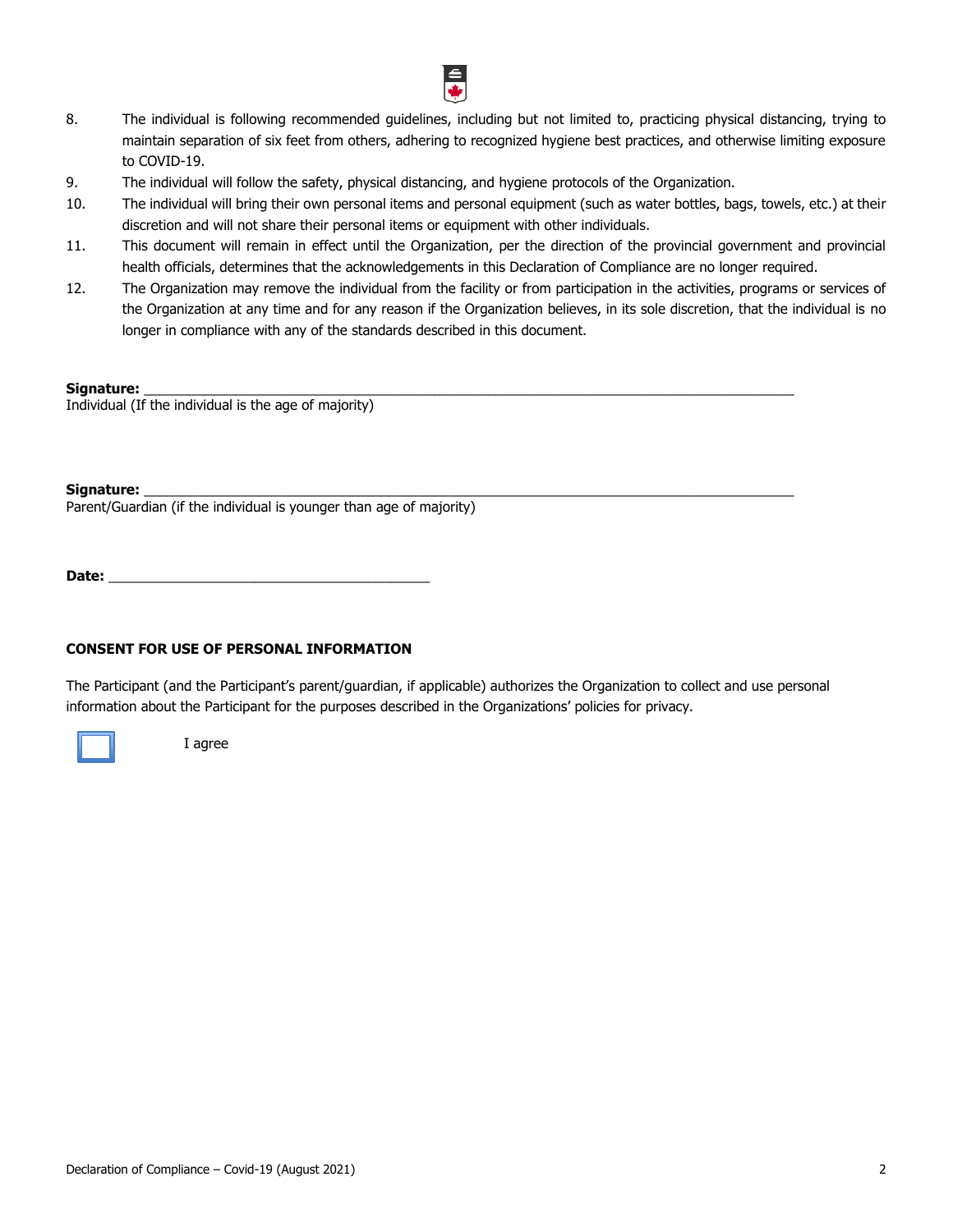8. The individual is following recommended guidelines, including but not limited to, practicing physical distancing, trying to maintain separation of six feet from others, adhering to recognized hygiene best practices, and otherwise limiting exposure to COVID-19.
9. The individual will follow the safety, physical distancing, and hygiene protocols of the Organization.
10. The individual will bring their own personal items and personal equipment (such as water bottles, bags, towels, etc.) at their discretion and will not share their personal items or equipment with other individuals.
11. This document will remain in effect until the Organization, per the direction of the provincial government and provincial health officials, determines that the acknowledgements in this Declaration of Compliance are no longer required.
12. The Organization may remove the individual from the facility or from participation in the activities, programs or services of the Organization at any time and for any reason if the Organization believes, in its sole discretion, that the individual is no longer in compliance with any of the standards described in this document.

**Signature:** ____________________________________________
Individual (If the individual is the age of majority)

**Signature:** ____________________________________________
Parent/Guardian (if the individual is younger than age of majority)

**Date:** ______________________________

**CONSENT FOR USE OF PERSONAL INFORMATION**

The Participant (and the Participant's parent/guardian, if applicable) authorizes the Organization to collect and use personal information about the Participant for the purposes described in the Organizations' policies for privacy.

☐ I agree

Declaration of Compliance – Covid-19 (August 2021)